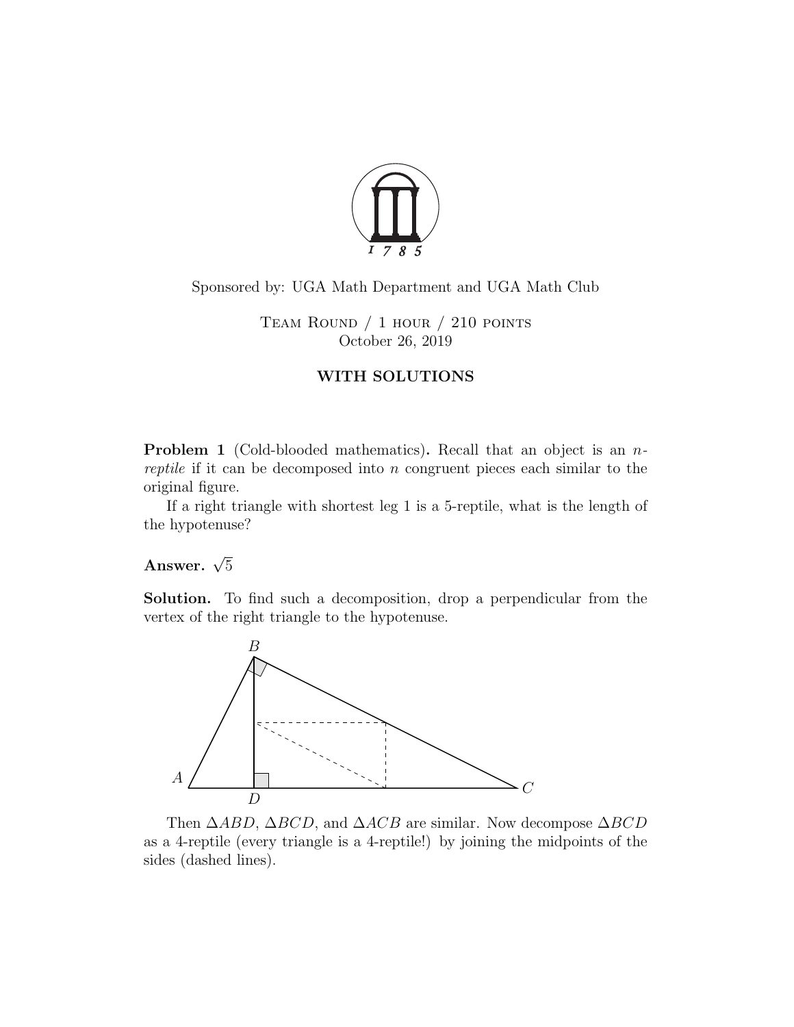Sponsored by: UGA Math Department and UGA Math Club

Team Round / 1 hour / 210 points
October 26, 2019

**WITH SOLUTIONS**

**Problem 1** (Cold-blooded mathematics)**.** Recall that an object is an $n$-*reptile* if it can be decomposed into $n$ congruent pieces each similar to the original figure.

If a right triangle with shortest leg 1 is a 5-reptile, what is the length of the hypotenuse?

**Answer.** $\sqrt{5}$

**Solution.** To find such a decomposition, drop a perpendicular from the vertex of the right triangle to the hypotenuse.

Then $\Delta ABD$, $\Delta BCD$, and $\Delta ACB$ are similar. Now decompose $\Delta BCD$ as a 4-reptile (every triangle is a 4-reptile!) by joining the midpoints of the sides (dashed lines).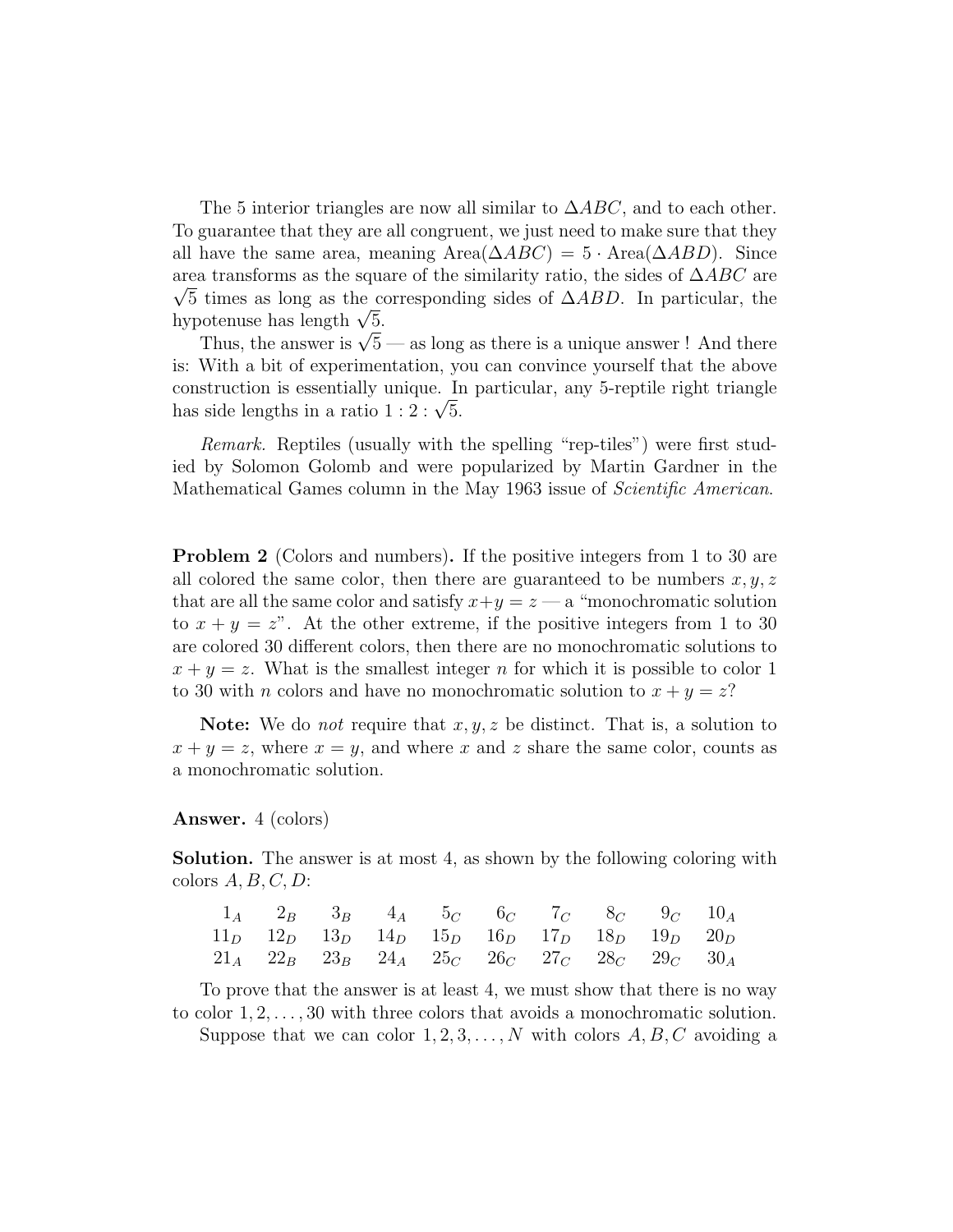The 5 interior triangles are now all similar to $\Delta ABC$, and to each other. To guarantee that they are all congruent, we just need to make sure that they all have the same area, meaning $\text{Area}(\Delta ABC) = 5 \cdot \text{Area}(\Delta ABD)$. Since area transforms as the square of the similarity ratio, the sides of $\Delta ABC$ are $\sqrt{5}$ times as long as the corresponding sides of $\Delta ABD$. In particular, the hypotenuse has length $\sqrt{5}$.

Thus, the answer is $\sqrt{5}$ — as long as there is a unique answer ! And there is: With a bit of experimentation, you can convince yourself that the above construction is essentially unique. In particular, any 5-reptile right triangle has side lengths in a ratio $1 : 2 : \sqrt{5}$.

*Remark.* Reptiles (usually with the spelling "rep-tiles") were first studied by Solomon Golomb and were popularized by Martin Gardner in the Mathematical Games column in the May 1963 issue of *Scientific American*.

**Problem 2** (Colors and numbers)**.** If the positive integers from 1 to 30 are all colored the same color, then there are guaranteed to be numbers $x, y, z$ that are all the same color and satisfy $x+y=z$ — a "monochromatic solution to $x + y = z$". At the other extreme, if the positive integers from 1 to 30 are colored 30 different colors, then there are no monochromatic solutions to $x + y = z$. What is the smallest integer $n$ for which it is possible to color 1 to 30 with $n$ colors and have no monochromatic solution to $x + y = z$?

**Note:** We do *not* require that $x, y, z$ be distinct. That is, a solution to $x + y = z$, where $x = y$, and where $x$ and $z$ share the same color, counts as a monochromatic solution.

**Answer.** 4 (colors)

**Solution.** The answer is at most 4, as shown by the following coloring with colors $A, B, C, D$:

$$
\begin{array}{cccccccccc}
1_A & 2_B & 3_B & 4_A & 5_C & 6_C & 7_C & 8_C & 9_C & 10_A \\
11_D & 12_D & 13_D & 14_D & 15_D & 16_D & 17_D & 18_D & 19_D & 20_D \\
21_A & 22_B & 23_B & 24_A & 25_C & 26_C & 27_C & 28_C & 29_C & 30_A
\end{array}
$$

To prove that the answer is at least 4, we must show that there is no way to color $1, 2, \ldots, 30$ with three colors that avoids a monochromatic solution.

Suppose that we can color $1, 2, 3, \ldots, N$ with colors $A, B, C$ avoiding a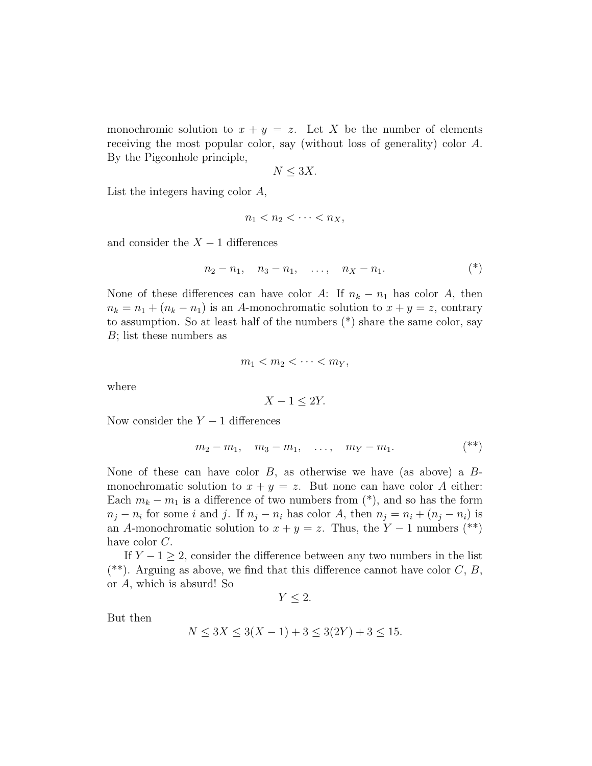monochromic solution to $x + y = z$. Let $X$ be the number of elements receiving the most popular color, say (without loss of generality) color $A$. By the Pigeonhole principle,

$$N \leq 3X.$$

List the integers having color $A$,

$$n_1 < n_2 < \cdots < n_X,$$

and consider the $X - 1$ differences

$$n_2 - n_1, \quad n_3 - n_1, \quad \ldots, \quad n_X - n_1. \tag{*}$$

None of these differences can have color $A$: If $n_k - n_1$ has color $A$, then $n_k = n_1 + (n_k - n_1)$ is an $A$-monochromatic solution to $x + y = z$, contrary to assumption. So at least half of the numbers (*) share the same color, say $B$; list these numbers as

$$m_1 < m_2 < \cdots < m_Y,$$

where

$$X - 1 \leq 2Y.$$

Now consider the $Y - 1$ differences

$$m_2 - m_1, \quad m_3 - m_1, \quad \ldots, \quad m_Y - m_1. \tag{**}$$

None of these can have color $B$, as otherwise we have (as above) a $B$-monochromatic solution to $x + y = z$. But none can have color $A$ either: Each $m_k - m_1$ is a difference of two numbers from (*), and so has the form $n_j - n_i$ for some $i$ and $j$. If $n_j - n_i$ has color $A$, then $n_j = n_i + (n_j - n_i)$ is an $A$-monochromatic solution to $x + y = z$. Thus, the $Y - 1$ numbers (**) have color $C$.

If $Y - 1 \geq 2$, consider the difference between any two numbers in the list (**). Arguing as above, we find that this difference cannot have color $C$, $B$, or $A$, which is absurd! So

$$Y \leq 2.$$

But then

$$N \leq 3X \leq 3(X - 1) + 3 \leq 3(2Y) + 3 \leq 15.$$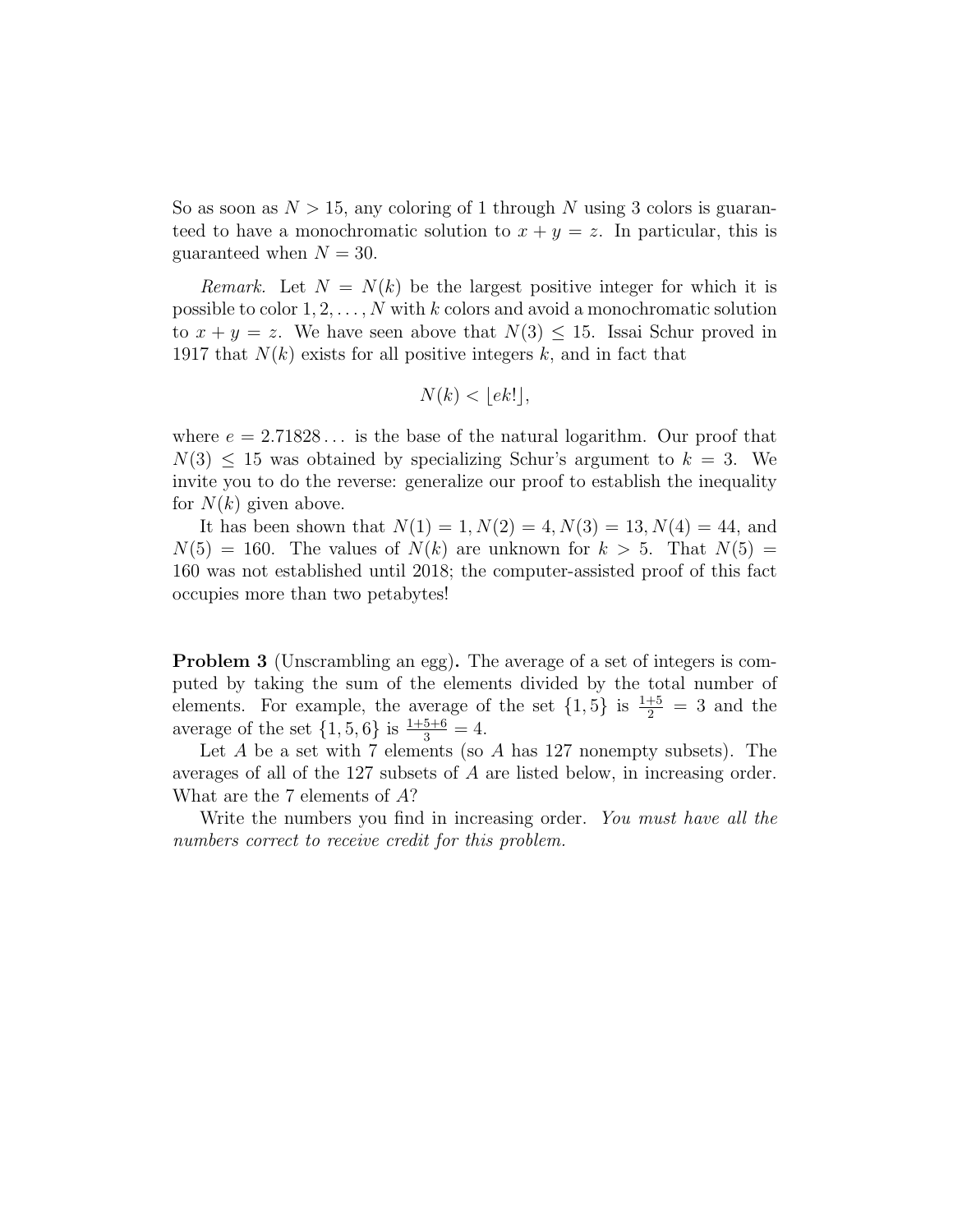So as soon as $N > 15$, any coloring of 1 through $N$ using 3 colors is guaranteed to have a monochromatic solution to $x + y = z$. In particular, this is guaranteed when $N = 30$.

*Remark.* Let $N = N(k)$ be the largest positive integer for which it is possible to color $1, 2, \ldots, N$ with $k$ colors and avoid a monochromatic solution to $x + y = z$. We have seen above that $N(3) \leq 15$. Issai Schur proved in 1917 that $N(k)$ exists for all positive integers $k$, and in fact that

$$N(k) < \lfloor ek! \rfloor,$$

where $e = 2.71828\ldots$ is the base of the natural logarithm. Our proof that $N(3) \leq 15$ was obtained by specializing Schur's argument to $k = 3$. We invite you to do the reverse: generalize our proof to establish the inequality for $N(k)$ given above.

It has been shown that $N(1) = 1, N(2) = 4, N(3) = 13, N(4) = 44$, and $N(5) = 160$. The values of $N(k)$ are unknown for $k > 5$. That $N(5) = 160$ was not established until 2018; the computer-assisted proof of this fact occupies more than two petabytes!

**Problem 3** (Unscrambling an egg)**.** The average of a set of integers is computed by taking the sum of the elements divided by the total number of elements. For example, the average of the set $\{1, 5\}$ is $\frac{1+5}{2} = 3$ and the average of the set $\{1, 5, 6\}$ is $\frac{1+5+6}{3} = 4$.

Let $A$ be a set with 7 elements (so $A$ has 127 nonempty subsets). The averages of all of the 127 subsets of $A$ are listed below, in increasing order. What are the 7 elements of $A$?

Write the numbers you find in increasing order. *You must have all the numbers correct to receive credit for this problem.*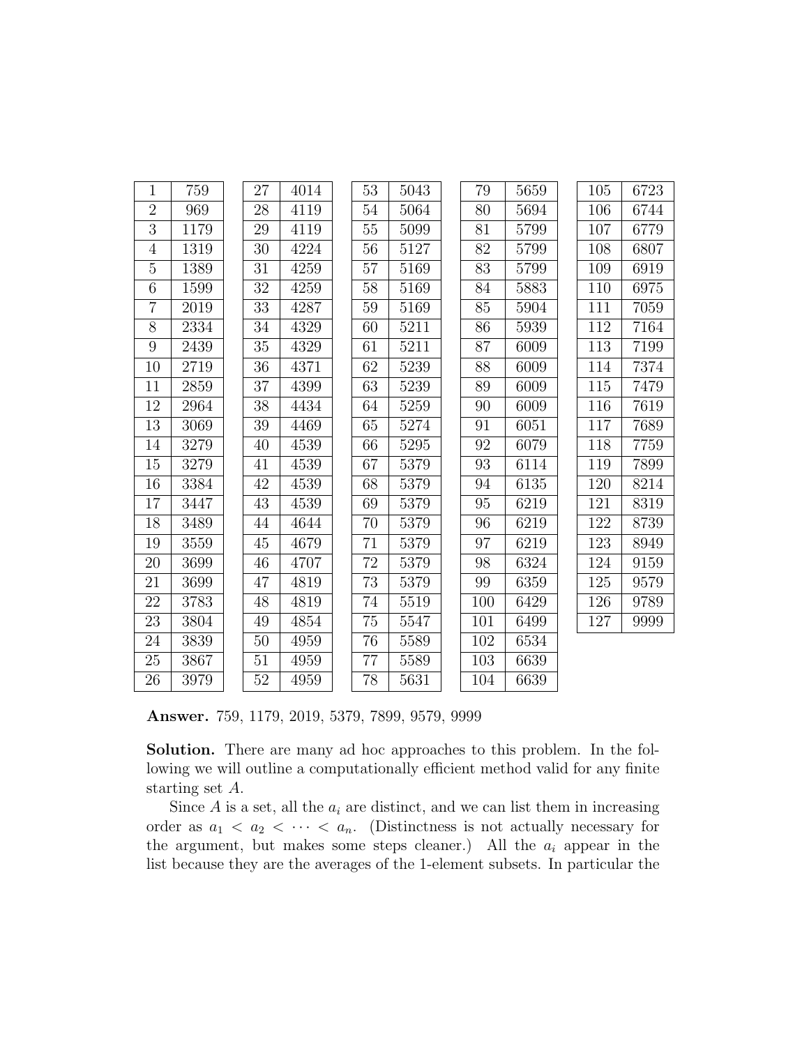| | | | | | | | | | |
|---|---|---|---|---|---|---|---|---|---|
| 1 | 759 | 27 | 4014 | 53 | 5043 | 79 | 5659 | 105 | 6723 |
| 2 | 969 | 28 | 4119 | 54 | 5064 | 80 | 5694 | 106 | 6744 |
| 3 | 1179 | 29 | 4119 | 55 | 5099 | 81 | 5799 | 107 | 6779 |
| 4 | 1319 | 30 | 4224 | 56 | 5127 | 82 | 5799 | 108 | 6807 |
| 5 | 1389 | 31 | 4259 | 57 | 5169 | 83 | 5799 | 109 | 6919 |
| 6 | 1599 | 32 | 4259 | 58 | 5169 | 84 | 5883 | 110 | 6975 |
| 7 | 2019 | 33 | 4287 | 59 | 5169 | 85 | 5904 | 111 | 7059 |
| 8 | 2334 | 34 | 4329 | 60 | 5211 | 86 | 5939 | 112 | 7164 |
| 9 | 2439 | 35 | 4329 | 61 | 5211 | 87 | 6009 | 113 | 7199 |
| 10 | 2719 | 36 | 4371 | 62 | 5239 | 88 | 6009 | 114 | 7374 |
| 11 | 2859 | 37 | 4399 | 63 | 5239 | 89 | 6009 | 115 | 7479 |
| 12 | 2964 | 38 | 4434 | 64 | 5259 | 90 | 6009 | 116 | 7619 |
| 13 | 3069 | 39 | 4469 | 65 | 5274 | 91 | 6051 | 117 | 7689 |
| 14 | 3279 | 40 | 4539 | 66 | 5295 | 92 | 6079 | 118 | 7759 |
| 15 | 3279 | 41 | 4539 | 67 | 5379 | 93 | 6114 | 119 | 7899 |
| 16 | 3384 | 42 | 4539 | 68 | 5379 | 94 | 6135 | 120 | 8214 |
| 17 | 3447 | 43 | 4539 | 69 | 5379 | 95 | 6219 | 121 | 8319 |
| 18 | 3489 | 44 | 4644 | 70 | 5379 | 96 | 6219 | 122 | 8739 |
| 19 | 3559 | 45 | 4679 | 71 | 5379 | 97 | 6219 | 123 | 8949 |
| 20 | 3699 | 46 | 4707 | 72 | 5379 | 98 | 6324 | 124 | 9159 |
| 21 | 3699 | 47 | 4819 | 73 | 5379 | 99 | 6359 | 125 | 9579 |
| 22 | 3783 | 48 | 4819 | 74 | 5519 | 100 | 6429 | 126 | 9789 |
| 23 | 3804 | 49 | 4854 | 75 | 5547 | 101 | 6499 | 127 | 9999 |
| 24 | 3839 | 50 | 4959 | 76 | 5589 | 102 | 6534 | | |
| 25 | 3867 | 51 | 4959 | 77 | 5589 | 103 | 6639 | | |
| 26 | 3979 | 52 | 4959 | 78 | 5631 | 104 | 6639 | | |

**Answer.** 759, 1179, 2019, 5379, 7899, 9579, 9999

**Solution.** There are many ad hoc approaches to this problem. In the following we will outline a computationally efficient method valid for any finite starting set $A$.

Since $A$ is a set, all the $a_i$ are distinct, and we can list them in increasing order as $a_1 < a_2 < \cdots < a_n$. (Distinctness is not actually necessary for the argument, but makes some steps cleaner.) All the $a_i$ appear in the list because they are the averages of the 1-element subsets. In particular the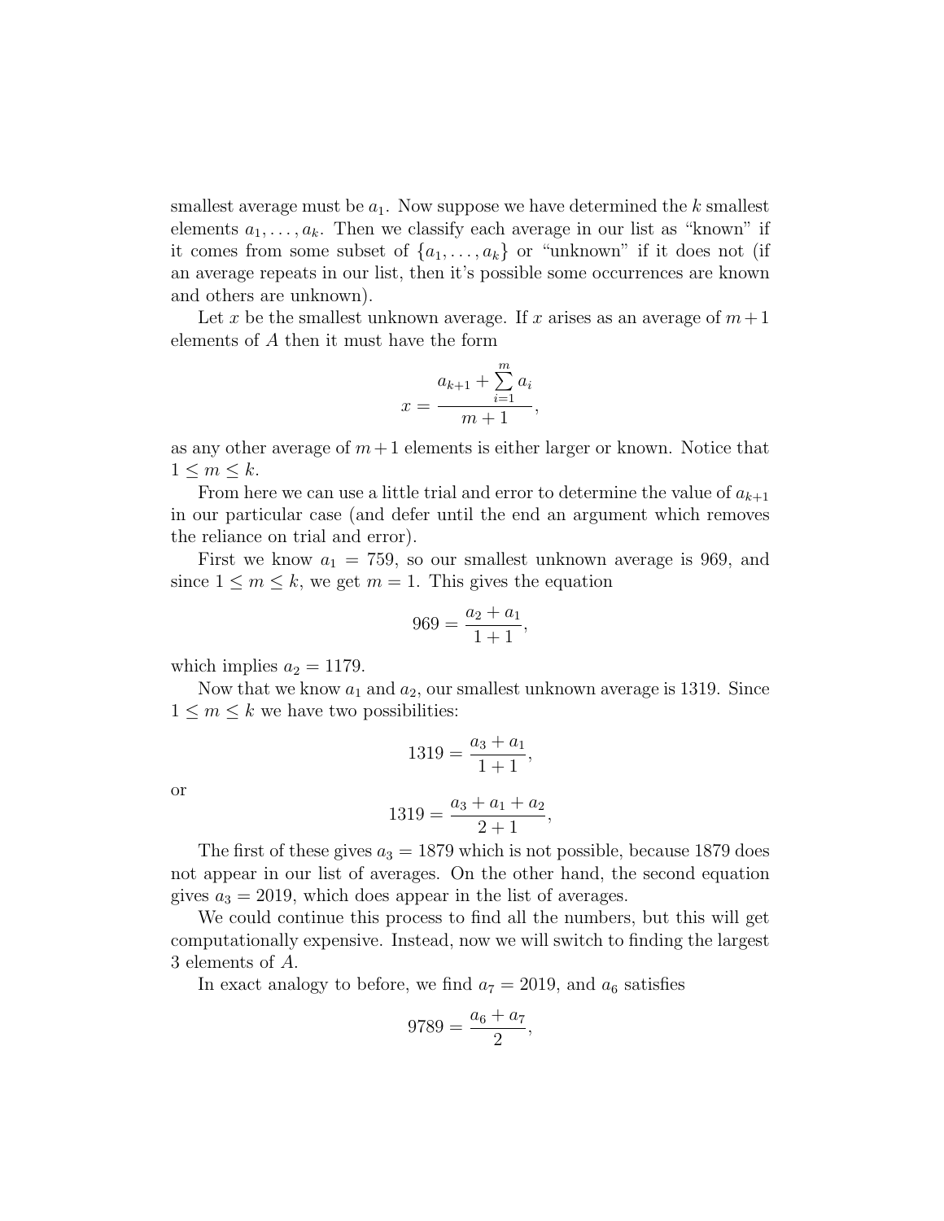smallest average must be $a_1$. Now suppose we have determined the $k$ smallest elements $a_1, \ldots, a_k$. Then we classify each average in our list as "known" if it comes from some subset of $\{a_1, \ldots, a_k\}$ or "unknown" if it does not (if an average repeats in our list, then it's possible some occurrences are known and others are unknown).

Let $x$ be the smallest unknown average. If $x$ arises as an average of $m+1$ elements of $A$ then it must have the form

$$x = \frac{a_{k+1} + \sum_{i=1}^{m} a_i}{m+1},$$

as any other average of $m+1$ elements is either larger or known. Notice that $1 \leq m \leq k$.

From here we can use a little trial and error to determine the value of $a_{k+1}$ in our particular case (and defer until the end an argument which removes the reliance on trial and error).

First we know $a_1 = 759$, so our smallest unknown average is 969, and since $1 \leq m \leq k$, we get $m = 1$. This gives the equation

$$969 = \frac{a_2 + a_1}{1+1},$$

which implies $a_2 = 1179$.

Now that we know $a_1$ and $a_2$, our smallest unknown average is 1319. Since $1 \leq m \leq k$ we have two possibilities:

$$1319 = \frac{a_3 + a_1}{1+1},$$

or

$$1319 = \frac{a_3 + a_1 + a_2}{2+1},$$

The first of these gives $a_3 = 1879$ which is not possible, because 1879 does not appear in our list of averages. On the other hand, the second equation gives $a_3 = 2019$, which does appear in the list of averages.

We could continue this process to find all the numbers, but this will get computationally expensive. Instead, now we will switch to finding the largest 3 elements of $A$.

In exact analogy to before, we find $a_7 = 2019$, and $a_6$ satisfies

$$9789 = \frac{a_6 + a_7}{2},$$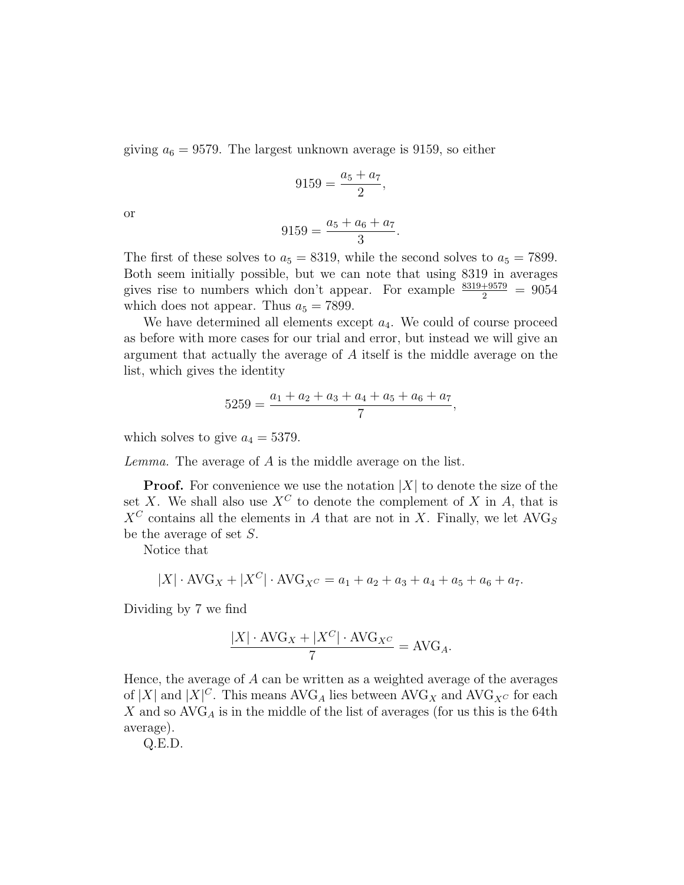giving $a_6 = 9579$. The largest unknown average is 9159, so either

$$9159 = \frac{a_5 + a_7}{2},$$

or

$$9159 = \frac{a_5 + a_6 + a_7}{3}.$$

The first of these solves to $a_5 = 8319$, while the second solves to $a_5 = 7899$. Both seem initially possible, but we can note that using 8319 in averages gives rise to numbers which don't appear. For example $\frac{8319+9579}{2} = 9054$ which does not appear. Thus $a_5 = 7899$.

We have determined all elements except $a_4$. We could of course proceed as before with more cases for our trial and error, but instead we will give an argument that actually the average of $A$ itself is the middle average on the list, which gives the identity

$$5259 = \frac{a_1 + a_2 + a_3 + a_4 + a_5 + a_6 + a_7}{7},$$

which solves to give $a_4 = 5379$.

*Lemma.* The average of $A$ is the middle average on the list.

**Proof.** For convenience we use the notation $|X|$ to denote the size of the set $X$. We shall also use $X^C$ to denote the complement of $X$ in $A$, that is $X^C$ contains all the elements in $A$ that are not in $X$. Finally, we let $\text{AVG}_S$ be the average of set $S$.

Notice that

$$|X| \cdot \text{AVG}_X + |X^C| \cdot \text{AVG}_{X^C} = a_1 + a_2 + a_3 + a_4 + a_5 + a_6 + a_7.$$

Dividing by 7 we find

$$\frac{|X| \cdot \text{AVG}_X + |X^C| \cdot \text{AVG}_{X^C}}{7} = \text{AVG}_A.$$

Hence, the average of $A$ can be written as a weighted average of the averages of $|X|$ and $|X|^C$. This means $\text{AVG}_A$ lies between $\text{AVG}_X$ and $\text{AVG}_{X^C}$ for each $X$ and so $\text{AVG}_A$ is in the middle of the list of averages (for us this is the 64th average).

Q.E.D.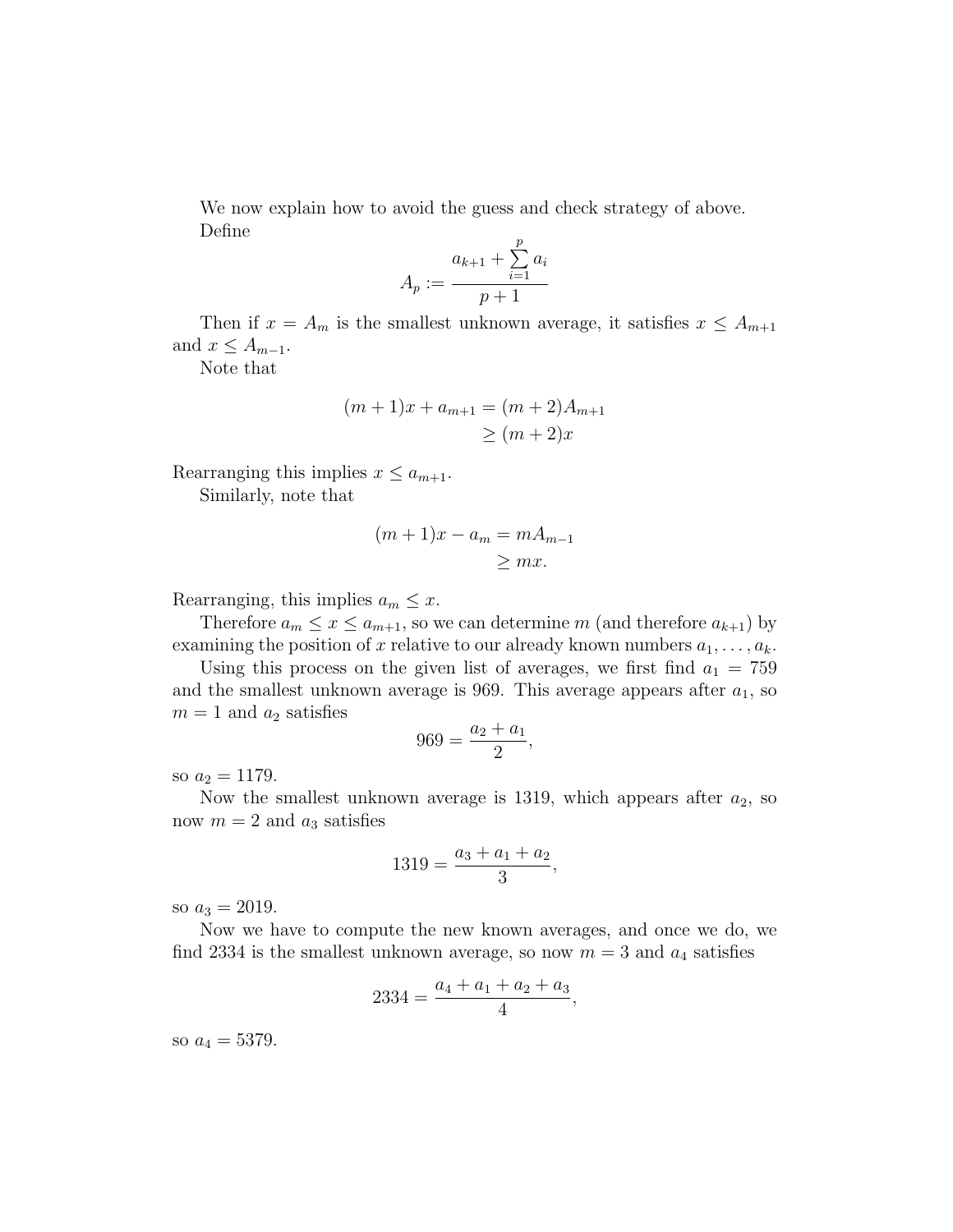We now explain how to avoid the guess and check strategy of above. Define

$$A_p := \frac{a_{k+1} + \sum_{i=1}^{p} a_i}{p+1}$$

Then if $x = A_m$ is the smallest unknown average, it satisfies $x \leq A_{m+1}$ and $x \leq A_{m-1}$.

Note that

$$\begin{aligned}
(m+1)x + a_{m+1} &= (m+2)A_{m+1} \\
&\geq (m+2)x
\end{aligned}$$

Rearranging this implies $x \leq a_{m+1}$.

Similarly, note that

$$\begin{aligned}
(m+1)x - a_m &= mA_{m-1} \\
&\geq mx.
\end{aligned}$$

Rearranging, this implies $a_m \leq x$.

Therefore $a_m \leq x \leq a_{m+1}$, so we can determine $m$ (and therefore $a_{k+1}$) by examining the position of $x$ relative to our already known numbers $a_1, \ldots, a_k$.

Using this process on the given list of averages, we first find $a_1 = 759$ and the smallest unknown average is 969. This average appears after $a_1$, so $m = 1$ and $a_2$ satisfies

$$969 = \frac{a_2 + a_1}{2},$$

so $a_2 = 1179$.

Now the smallest unknown average is 1319, which appears after $a_2$, so now $m = 2$ and $a_3$ satisfies

$$1319 = \frac{a_3 + a_1 + a_2}{3},$$

so $a_3 = 2019$.

Now we have to compute the new known averages, and once we do, we find 2334 is the smallest unknown average, so now $m = 3$ and $a_4$ satisfies

$$2334 = \frac{a_4 + a_1 + a_2 + a_3}{4},$$

so $a_4 = 5379$.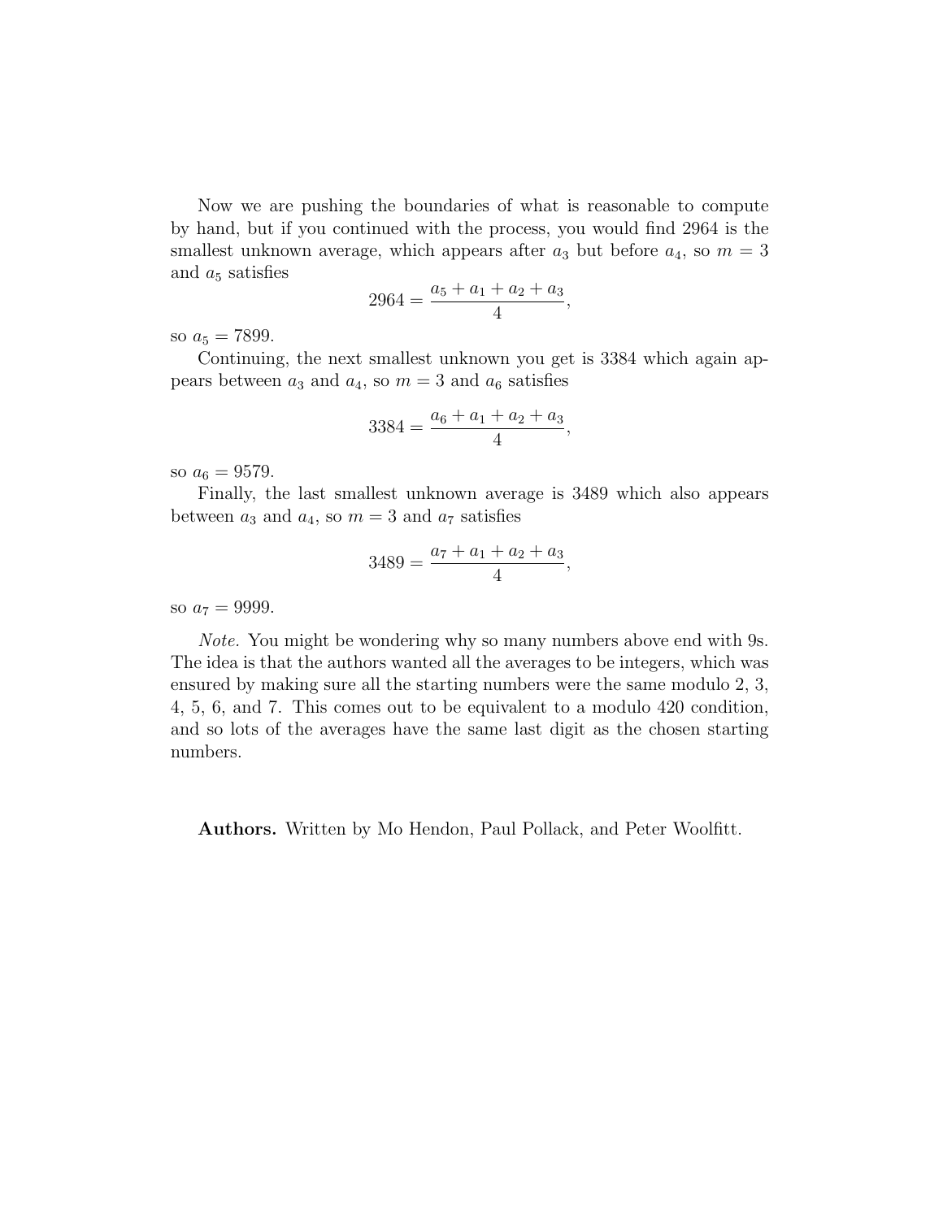Now we are pushing the boundaries of what is reasonable to compute by hand, but if you continued with the process, you would find 2964 is the smallest unknown average, which appears after $a_3$ but before $a_4$, so $m = 3$ and $a_5$ satisfies

$$2964 = \frac{a_5 + a_1 + a_2 + a_3}{4},$$

so $a_5 = 7899$.

Continuing, the next smallest unknown you get is 3384 which again appears between $a_3$ and $a_4$, so $m = 3$ and $a_6$ satisfies

$$3384 = \frac{a_6 + a_1 + a_2 + a_3}{4},$$

so $a_6 = 9579$.

Finally, the last smallest unknown average is 3489 which also appears between $a_3$ and $a_4$, so $m = 3$ and $a_7$ satisfies

$$3489 = \frac{a_7 + a_1 + a_2 + a_3}{4},$$

so $a_7 = 9999$.

*Note.* You might be wondering why so many numbers above end with 9s. The idea is that the authors wanted all the averages to be integers, which was ensured by making sure all the starting numbers were the same modulo 2, 3, 4, 5, 6, and 7. This comes out to be equivalent to a modulo 420 condition, and so lots of the averages have the same last digit as the chosen starting numbers.

**Authors.** Written by Mo Hendon, Paul Pollack, and Peter Woolfitt.